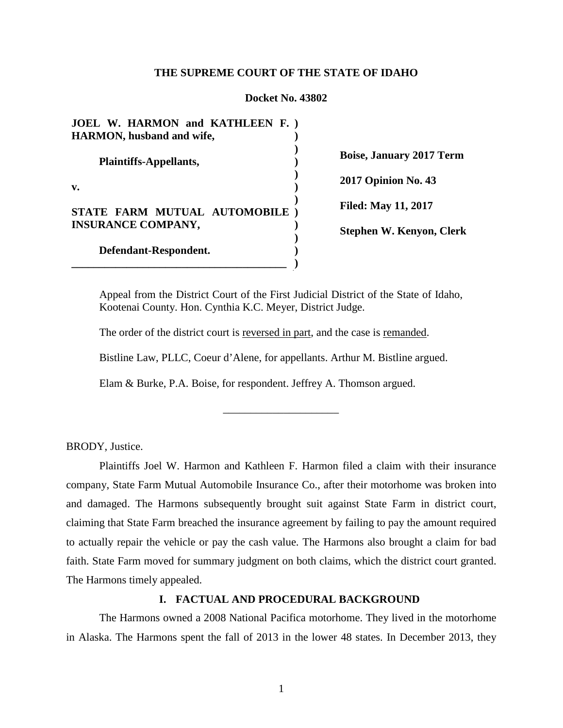**THE SUPREME COURT OF THE STATE OF IDAHO**

**Docket No. 43802**

| | |
|---|---|
| **JOEL W. HARMON and KATHLEEN F. HARMON, husband and wife,** | |
| **Plaintiffs-Appellants,** | **Boise, January 2017 Term** |
| **v.** | **2017 Opinion No. 43** |
| **STATE FARM MUTUAL AUTOMOBILE INSURANCE COMPANY,** | **Filed: May 11, 2017** |
| **Defendant-Respondent.** | **Stephen W. Kenyon, Clerk** |

Appeal from the District Court of the First Judicial District of the State of Idaho, Kootenai County. Hon. Cynthia K.C. Meyer, District Judge.

The order of the district court is reversed in part, and the case is remanded.

Bistline Law, PLLC, Coeur d'Alene, for appellants. Arthur M. Bistline argued.

Elam & Burke, P.A. Boise, for respondent. Jeffrey A. Thomson argued.

---

BRODY, Justice.

Plaintiffs Joel W. Harmon and Kathleen F. Harmon filed a claim with their insurance company, State Farm Mutual Automobile Insurance Co., after their motorhome was broken into and damaged. The Harmons subsequently brought suit against State Farm in district court, claiming that State Farm breached the insurance agreement by failing to pay the amount required to actually repair the vehicle or pay the cash value. The Harmons also brought a claim for bad faith. State Farm moved for summary judgment on both claims, which the district court granted. The Harmons timely appealed.

## I. FACTUAL AND PROCEDURAL BACKGROUND

The Harmons owned a 2008 National Pacifica motorhome. They lived in the motorhome in Alaska. The Harmons spent the fall of 2013 in the lower 48 states. In December 2013, they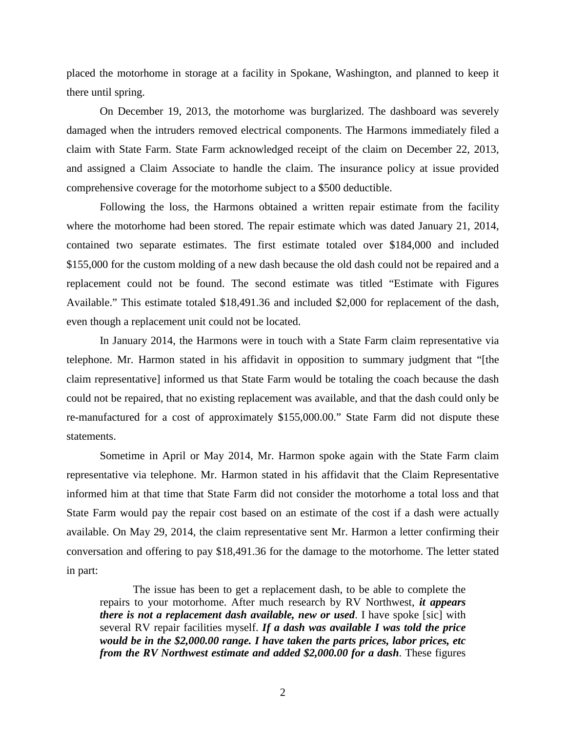placed the motorhome in storage at a facility in Spokane, Washington, and planned to keep it there until spring.

On December 19, 2013, the motorhome was burglarized. The dashboard was severely damaged when the intruders removed electrical components. The Harmons immediately filed a claim with State Farm. State Farm acknowledged receipt of the claim on December 22, 2013, and assigned a Claim Associate to handle the claim. The insurance policy at issue provided comprehensive coverage for the motorhome subject to a $500 deductible.

Following the loss, the Harmons obtained a written repair estimate from the facility where the motorhome had been stored. The repair estimate which was dated January 21, 2014, contained two separate estimates. The first estimate totaled over $184,000 and included $155,000 for the custom molding of a new dash because the old dash could not be repaired and a replacement could not be found. The second estimate was titled "Estimate with Figures Available." This estimate totaled $18,491.36 and included $2,000 for replacement of the dash, even though a replacement unit could not be located.

In January 2014, the Harmons were in touch with a State Farm claim representative via telephone. Mr. Harmon stated in his affidavit in opposition to summary judgment that "[the claim representative] informed us that State Farm would be totaling the coach because the dash could not be repaired, that no existing replacement was available, and that the dash could only be re-manufactured for a cost of approximately $155,000.00." State Farm did not dispute these statements.

Sometime in April or May 2014, Mr. Harmon spoke again with the State Farm claim representative via telephone. Mr. Harmon stated in his affidavit that the Claim Representative informed him at that time that State Farm did not consider the motorhome a total loss and that State Farm would pay the repair cost based on an estimate of the cost if a dash were actually available. On May 29, 2014, the claim representative sent Mr. Harmon a letter confirming their conversation and offering to pay $18,491.36 for the damage to the motorhome. The letter stated in part:

> The issue has been to get a replacement dash, to be able to complete the repairs to your motorhome. After much research by RV Northwest, ***it appears there is not a replacement dash available, new or used***. I have spoke [sic] with several RV repair facilities myself. ***If a dash was available I was told the price would be in the $2,000.00 range. I have taken the parts prices, labor prices, etc from the RV Northwest estimate and added $2,000.00 for a dash***. These figures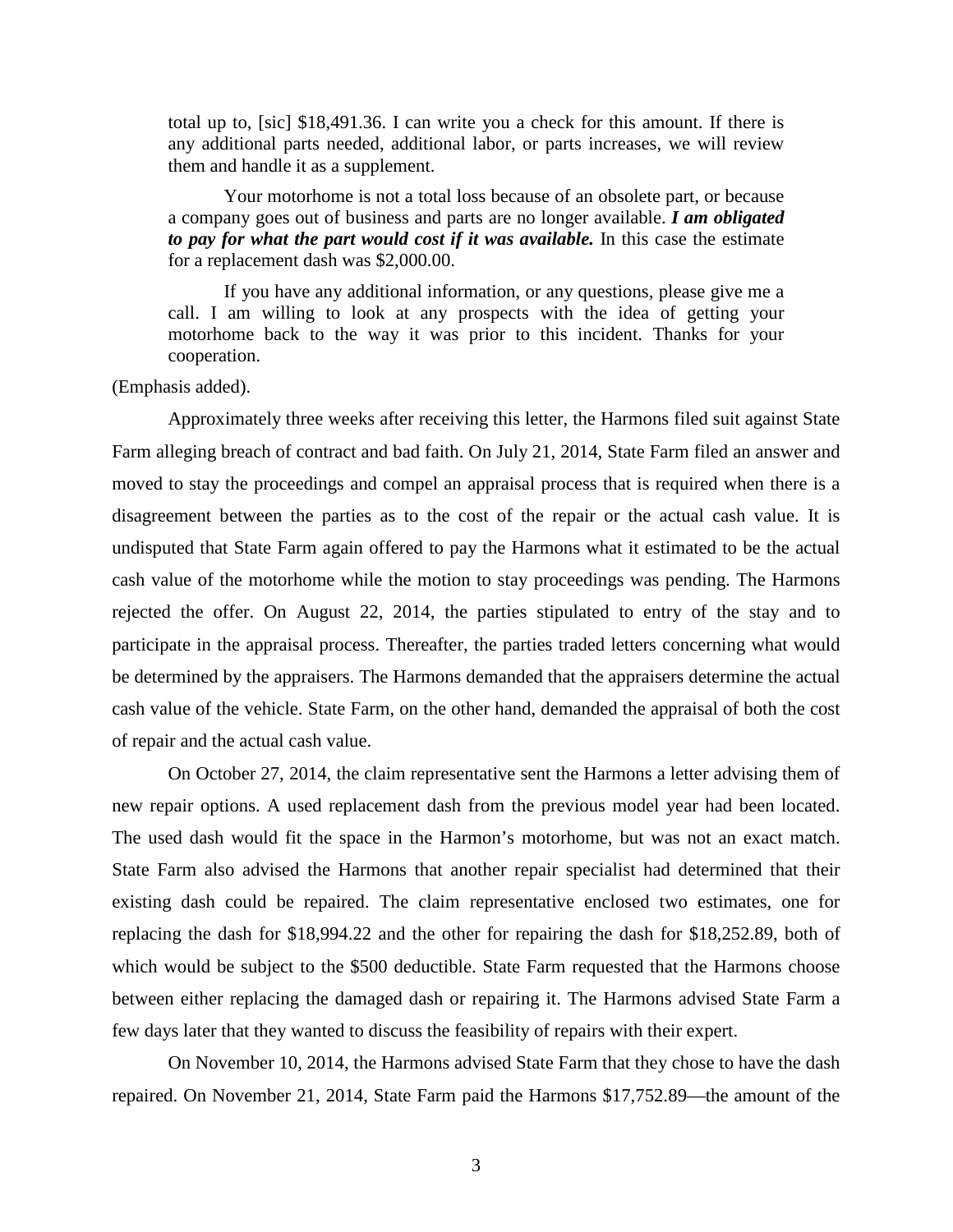> total up to, [sic] $18,491.36. I can write you a check for this amount. If there is any additional parts needed, additional labor, or parts increases, we will review them and handle it as a supplement.
>
> Your motorhome is not a total loss because of an obsolete part, or because a company goes out of business and parts are no longer available. ***I am obligated to pay for what the part would cost if it was available.*** In this case the estimate for a replacement dash was $2,000.00.
>
> If you have any additional information, or any questions, please give me a call. I am willing to look at any prospects with the idea of getting your motorhome back to the way it was prior to this incident. Thanks for your cooperation.

(Emphasis added).

Approximately three weeks after receiving this letter, the Harmons filed suit against State Farm alleging breach of contract and bad faith. On July 21, 2014, State Farm filed an answer and moved to stay the proceedings and compel an appraisal process that is required when there is a disagreement between the parties as to the cost of the repair or the actual cash value. It is undisputed that State Farm again offered to pay the Harmons what it estimated to be the actual cash value of the motorhome while the motion to stay proceedings was pending. The Harmons rejected the offer. On August 22, 2014, the parties stipulated to entry of the stay and to participate in the appraisal process. Thereafter, the parties traded letters concerning what would be determined by the appraisers. The Harmons demanded that the appraisers determine the actual cash value of the vehicle. State Farm, on the other hand, demanded the appraisal of both the cost of repair and the actual cash value.

On October 27, 2014, the claim representative sent the Harmons a letter advising them of new repair options. A used replacement dash from the previous model year had been located. The used dash would fit the space in the Harmon's motorhome, but was not an exact match. State Farm also advised the Harmons that another repair specialist had determined that their existing dash could be repaired. The claim representative enclosed two estimates, one for replacing the dash for $18,994.22 and the other for repairing the dash for $18,252.89, both of which would be subject to the $500 deductible. State Farm requested that the Harmons choose between either replacing the damaged dash or repairing it. The Harmons advised State Farm a few days later that they wanted to discuss the feasibility of repairs with their expert.

On November 10, 2014, the Harmons advised State Farm that they chose to have the dash repaired. On November 21, 2014, State Farm paid the Harmons $17,752.89—the amount of the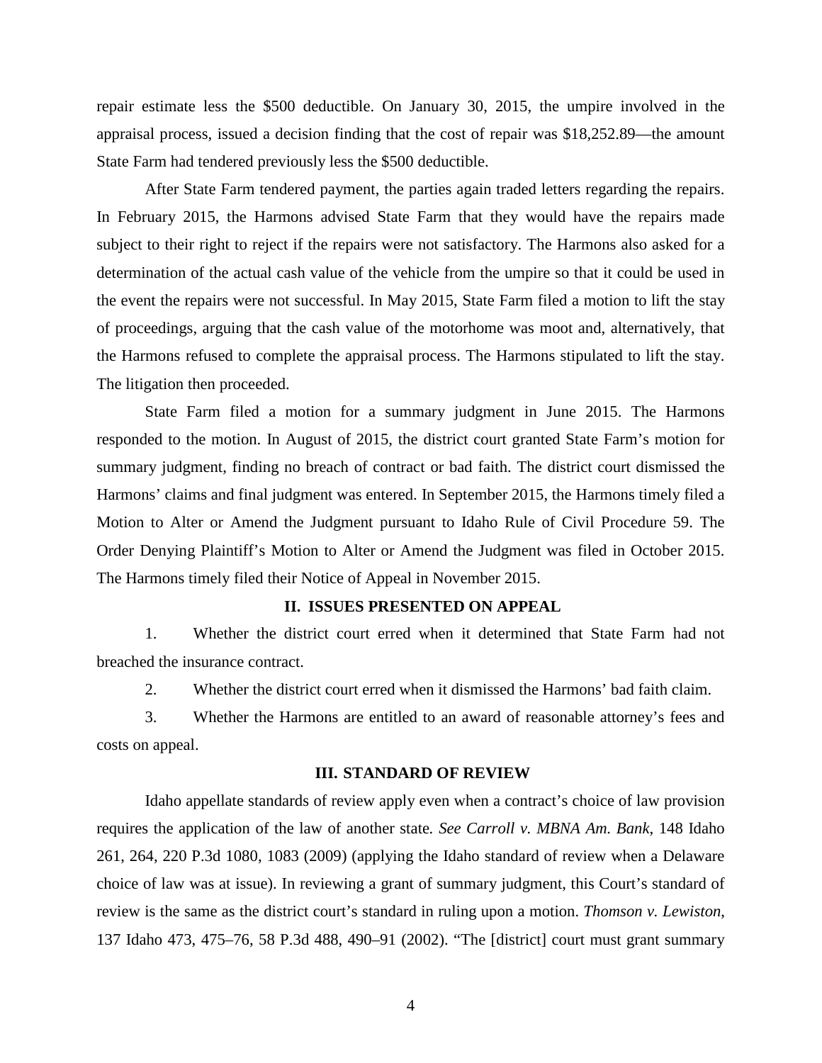repair estimate less the $500 deductible. On January 30, 2015, the umpire involved in the appraisal process, issued a decision finding that the cost of repair was $18,252.89—the amount State Farm had tendered previously less the $500 deductible.

After State Farm tendered payment, the parties again traded letters regarding the repairs. In February 2015, the Harmons advised State Farm that they would have the repairs made subject to their right to reject if the repairs were not satisfactory. The Harmons also asked for a determination of the actual cash value of the vehicle from the umpire so that it could be used in the event the repairs were not successful. In May 2015, State Farm filed a motion to lift the stay of proceedings, arguing that the cash value of the motorhome was moot and, alternatively, that the Harmons refused to complete the appraisal process. The Harmons stipulated to lift the stay. The litigation then proceeded.

State Farm filed a motion for a summary judgment in June 2015. The Harmons responded to the motion. In August of 2015, the district court granted State Farm's motion for summary judgment, finding no breach of contract or bad faith. The district court dismissed the Harmons' claims and final judgment was entered. In September 2015, the Harmons timely filed a Motion to Alter or Amend the Judgment pursuant to Idaho Rule of Civil Procedure 59. The Order Denying Plaintiff's Motion to Alter or Amend the Judgment was filed in October 2015. The Harmons timely filed their Notice of Appeal in November 2015.

## II. ISSUES PRESENTED ON APPEAL

1. Whether the district court erred when it determined that State Farm had not breached the insurance contract.

2. Whether the district court erred when it dismissed the Harmons' bad faith claim.

3. Whether the Harmons are entitled to an award of reasonable attorney's fees and costs on appeal.

## III. STANDARD OF REVIEW

Idaho appellate standards of review apply even when a contract's choice of law provision requires the application of the law of another state. *See Carroll v. MBNA Am. Bank*, 148 Idaho 261, 264, 220 P.3d 1080, 1083 (2009) (applying the Idaho standard of review when a Delaware choice of law was at issue). In reviewing a grant of summary judgment, this Court's standard of review is the same as the district court's standard in ruling upon a motion. *Thomson v. Lewiston*, 137 Idaho 473, 475–76, 58 P.3d 488, 490–91 (2002). "The [district] court must grant summary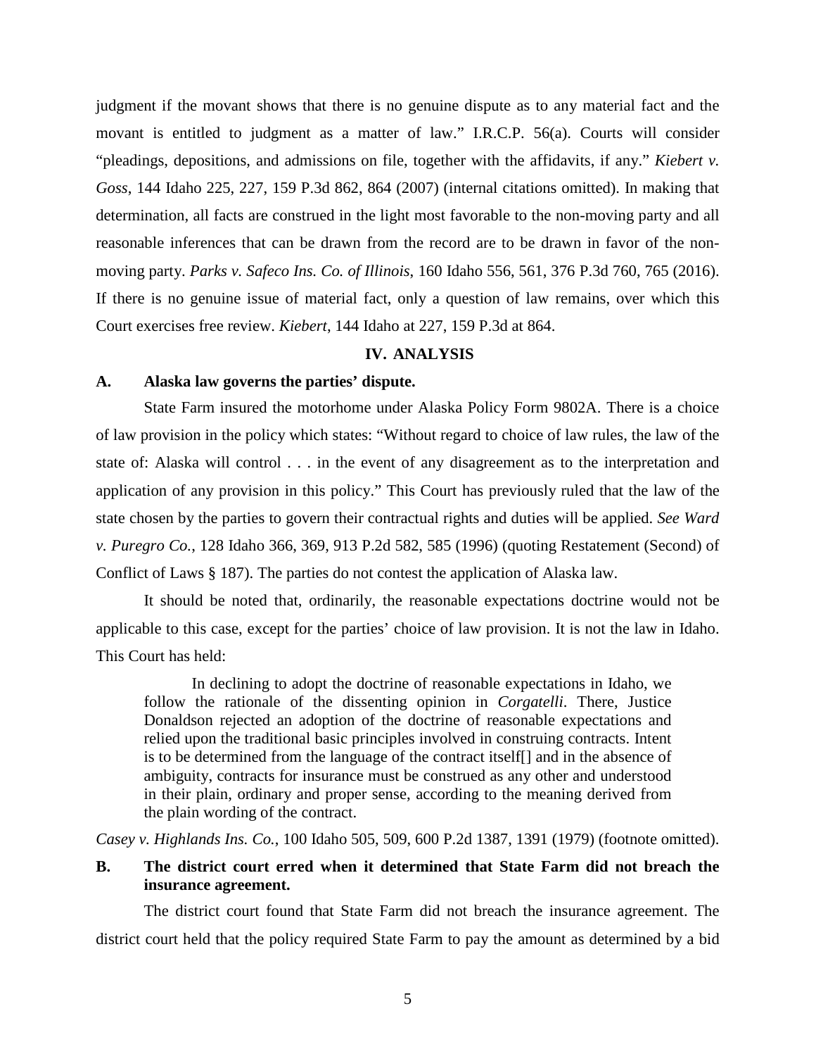judgment if the movant shows that there is no genuine dispute as to any material fact and the movant is entitled to judgment as a matter of law." I.R.C.P. 56(a). Courts will consider "pleadings, depositions, and admissions on file, together with the affidavits, if any." *Kiebert v. Goss*, 144 Idaho 225, 227, 159 P.3d 862, 864 (2007) (internal citations omitted). In making that determination, all facts are construed in the light most favorable to the non-moving party and all reasonable inferences that can be drawn from the record are to be drawn in favor of the non-moving party. *Parks v. Safeco Ins. Co. of Illinois*, 160 Idaho 556, 561, 376 P.3d 760, 765 (2016). If there is no genuine issue of material fact, only a question of law remains, over which this Court exercises free review. *Kiebert*, 144 Idaho at 227, 159 P.3d at 864.

## IV. ANALYSIS

### A. Alaska law governs the parties' dispute.

State Farm insured the motorhome under Alaska Policy Form 9802A. There is a choice of law provision in the policy which states: "Without regard to choice of law rules, the law of the state of: Alaska will control . . . in the event of any disagreement as to the interpretation and application of any provision in this policy." This Court has previously ruled that the law of the state chosen by the parties to govern their contractual rights and duties will be applied. *See Ward v. Puregro Co.*, 128 Idaho 366, 369, 913 P.2d 582, 585 (1996) (quoting Restatement (Second) of Conflict of Laws § 187). The parties do not contest the application of Alaska law.

It should be noted that, ordinarily, the reasonable expectations doctrine would not be applicable to this case, except for the parties' choice of law provision. It is not the law in Idaho. This Court has held:

> In declining to adopt the doctrine of reasonable expectations in Idaho, we follow the rationale of the dissenting opinion in *Corgatelli*. There, Justice Donaldson rejected an adoption of the doctrine of reasonable expectations and relied upon the traditional basic principles involved in construing contracts. Intent is to be determined from the language of the contract itself[] and in the absence of ambiguity, contracts for insurance must be construed as any other and understood in their plain, ordinary and proper sense, according to the meaning derived from the plain wording of the contract.

*Casey v. Highlands Ins. Co.*, 100 Idaho 505, 509, 600 P.2d 1387, 1391 (1979) (footnote omitted).

### B. The district court erred when it determined that State Farm did not breach the insurance agreement.

The district court found that State Farm did not breach the insurance agreement. The district court held that the policy required State Farm to pay the amount as determined by a bid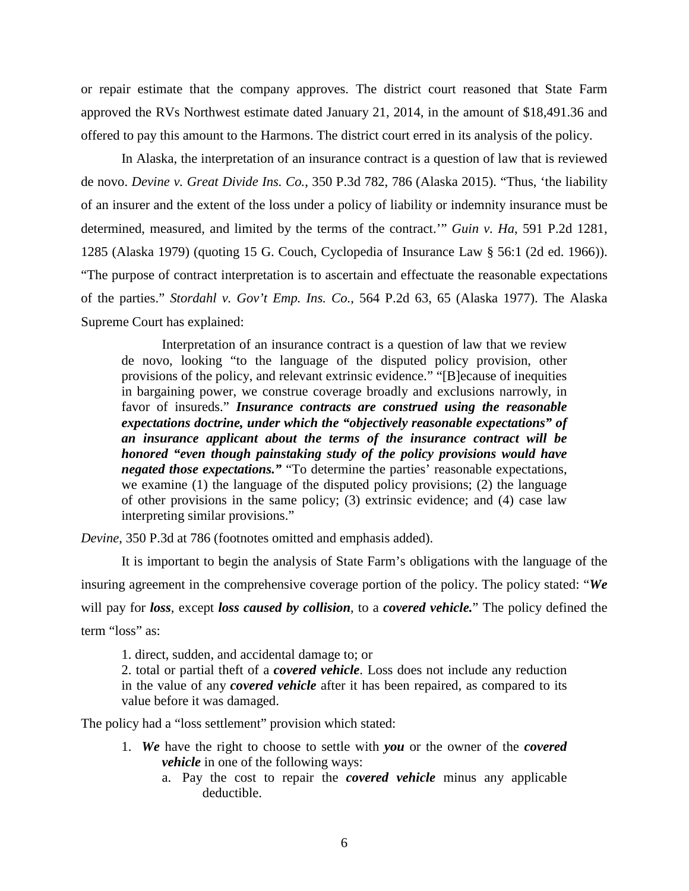or repair estimate that the company approves. The district court reasoned that State Farm approved the RVs Northwest estimate dated January 21, 2014, in the amount of $18,491.36 and offered to pay this amount to the Harmons. The district court erred in its analysis of the policy.

In Alaska, the interpretation of an insurance contract is a question of law that is reviewed de novo. *Devine v. Great Divide Ins. Co.*, 350 P.3d 782, 786 (Alaska 2015). "Thus, 'the liability of an insurer and the extent of the loss under a policy of liability or indemnity insurance must be determined, measured, and limited by the terms of the contract.'" *Guin v. Ha*, 591 P.2d 1281, 1285 (Alaska 1979) (quoting 15 G. Couch, Cyclopedia of Insurance Law § 56:1 (2d ed. 1966)). "The purpose of contract interpretation is to ascertain and effectuate the reasonable expectations of the parties." *Stordahl v. Gov't Emp. Ins. Co.*, 564 P.2d 63, 65 (Alaska 1977). The Alaska Supreme Court has explained:

> Interpretation of an insurance contract is a question of law that we review de novo, looking "to the language of the disputed policy provision, other provisions of the policy, and relevant extrinsic evidence." "[B]ecause of inequities in bargaining power, we construe coverage broadly and exclusions narrowly, in favor of insureds." ***Insurance contracts are construed using the reasonable expectations doctrine, under which the "objectively reasonable expectations" of an insurance applicant about the terms of the insurance contract will be honored "even though painstaking study of the policy provisions would have negated those expectations."*** "To determine the parties' reasonable expectations, we examine (1) the language of the disputed policy provisions; (2) the language of other provisions in the same policy; (3) extrinsic evidence; and (4) case law interpreting similar provisions."

*Devine*, 350 P.3d at 786 (footnotes omitted and emphasis added).

It is important to begin the analysis of State Farm's obligations with the language of the insuring agreement in the comprehensive coverage portion of the policy. The policy stated: "***We*** will pay for ***loss***, except ***loss caused by collision***, to a ***covered vehicle.***" The policy defined the term "loss" as:

> 1. direct, sudden, and accidental damage to; or
> 2. total or partial theft of a ***covered vehicle***. Loss does not include any reduction in the value of any ***covered vehicle*** after it has been repaired, as compared to its value before it was damaged.

The policy had a "loss settlement" provision which stated:

> 1. ***We*** have the right to choose to settle with ***you*** or the owner of the ***covered vehicle*** in one of the following ways:
>     a. Pay the cost to repair the ***covered vehicle*** minus any applicable deductible.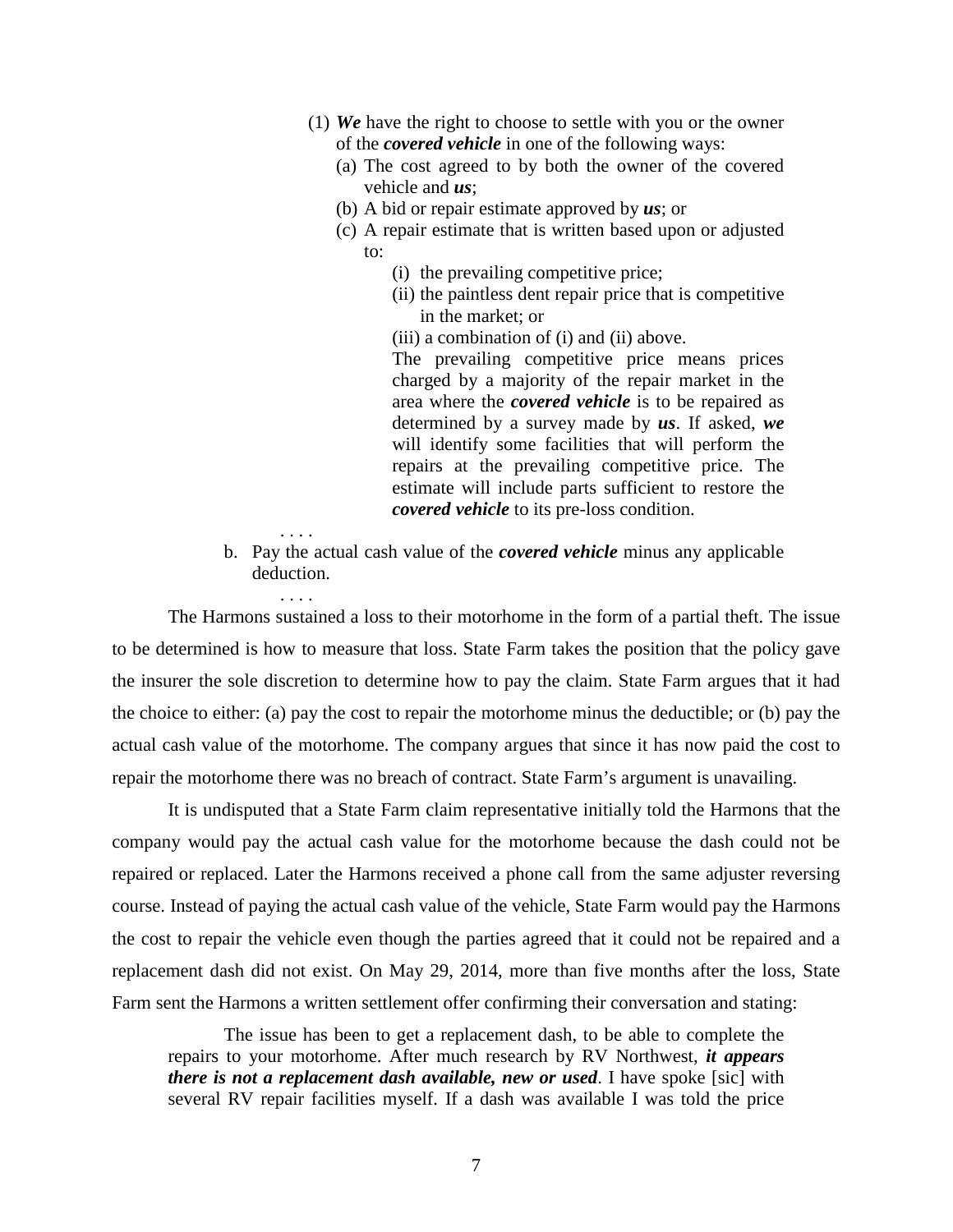(1) ***We*** have the right to choose to settle with you or the owner of the ***covered vehicle*** in one of the following ways:

(a) The cost agreed to by both the owner of the covered vehicle and ***us***;

(b) A bid or repair estimate approved by ***us***; or

(c) A repair estimate that is written based upon or adjusted to:

(i) the prevailing competitive price;

(ii) the paintless dent repair price that is competitive in the market; or

(iii) a combination of (i) and (ii) above.

The prevailing competitive price means prices charged by a majority of the repair market in the area where the ***covered vehicle*** is to be repaired as determined by a survey made by ***us***. If asked, ***we*** will identify some facilities that will perform the repairs at the prevailing competitive price. The estimate will include parts sufficient to restore the ***covered vehicle*** to its pre-loss condition.

. . . .

b. Pay the actual cash value of the ***covered vehicle*** minus any applicable deduction.

. . . .

The Harmons sustained a loss to their motorhome in the form of a partial theft. The issue to be determined is how to measure that loss. State Farm takes the position that the policy gave the insurer the sole discretion to determine how to pay the claim. State Farm argues that it had the choice to either: (a) pay the cost to repair the motorhome minus the deductible; or (b) pay the actual cash value of the motorhome. The company argues that since it has now paid the cost to repair the motorhome there was no breach of contract. State Farm's argument is unavailing.

It is undisputed that a State Farm claim representative initially told the Harmons that the company would pay the actual cash value for the motorhome because the dash could not be repaired or replaced. Later the Harmons received a phone call from the same adjuster reversing course. Instead of paying the actual cash value of the vehicle, State Farm would pay the Harmons the cost to repair the vehicle even though the parties agreed that it could not be repaired and a replacement dash did not exist. On May 29, 2014, more than five months after the loss, State Farm sent the Harmons a written settlement offer confirming their conversation and stating:

> The issue has been to get a replacement dash, to be able to complete the repairs to your motorhome. After much research by RV Northwest, ***it appears there is not a replacement dash available, new or used***. I have spoke [sic] with several RV repair facilities myself. If a dash was available I was told the price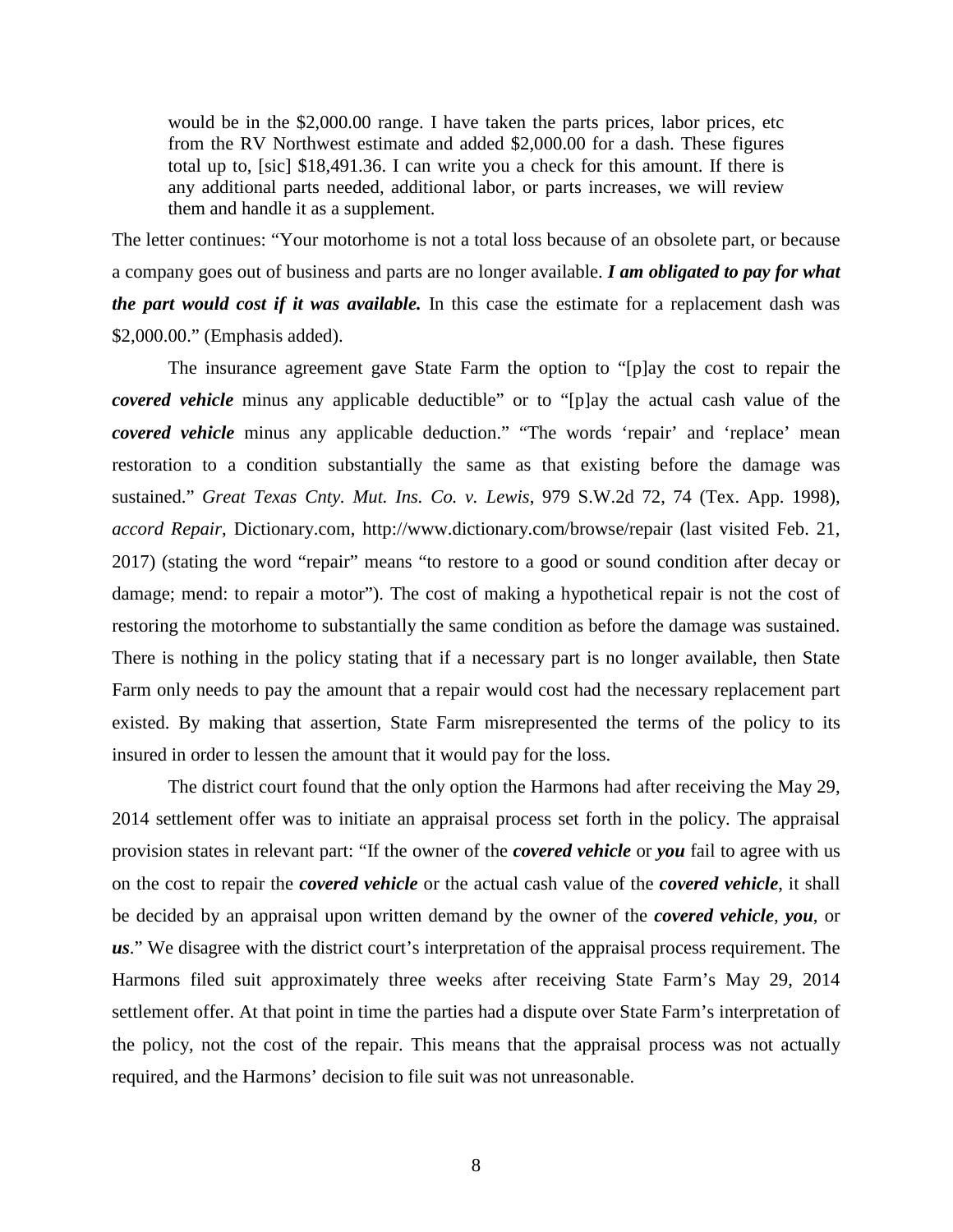> would be in the $2,000.00 range. I have taken the parts prices, labor prices, etc from the RV Northwest estimate and added $2,000.00 for a dash. These figures total up to, [sic] $18,491.36. I can write you a check for this amount. If there is any additional parts needed, additional labor, or parts increases, we will review them and handle it as a supplement.

The letter continues: "Your motorhome is not a total loss because of an obsolete part, or because a company goes out of business and parts are no longer available. ***I am obligated to pay for what the part would cost if it was available.*** In this case the estimate for a replacement dash was $2,000.00." (Emphasis added).

The insurance agreement gave State Farm the option to "[p]ay the cost to repair the ***covered vehicle*** minus any applicable deductible" or to "[p]ay the actual cash value of the ***covered vehicle*** minus any applicable deduction." "The words 'repair' and 'replace' mean restoration to a condition substantially the same as that existing before the damage was sustained." *Great Texas Cnty. Mut. Ins. Co. v. Lewis*, 979 S.W.2d 72, 74 (Tex. App. 1998), *accord Repair*, Dictionary.com, http://www.dictionary.com/browse/repair (last visited Feb. 21, 2017) (stating the word "repair" means "to restore to a good or sound condition after decay or damage; mend: to repair a motor"). The cost of making a hypothetical repair is not the cost of restoring the motorhome to substantially the same condition as before the damage was sustained. There is nothing in the policy stating that if a necessary part is no longer available, then State Farm only needs to pay the amount that a repair would cost had the necessary replacement part existed. By making that assertion, State Farm misrepresented the terms of the policy to its insured in order to lessen the amount that it would pay for the loss.

The district court found that the only option the Harmons had after receiving the May 29, 2014 settlement offer was to initiate an appraisal process set forth in the policy. The appraisal provision states in relevant part: "If the owner of the ***covered vehicle*** or ***you*** fail to agree with us on the cost to repair the ***covered vehicle*** or the actual cash value of the ***covered vehicle***, it shall be decided by an appraisal upon written demand by the owner of the ***covered vehicle***, ***you***, or ***us***." We disagree with the district court's interpretation of the appraisal process requirement. The Harmons filed suit approximately three weeks after receiving State Farm's May 29, 2014 settlement offer. At that point in time the parties had a dispute over State Farm's interpretation of the policy, not the cost of the repair. This means that the appraisal process was not actually required, and the Harmons' decision to file suit was not unreasonable.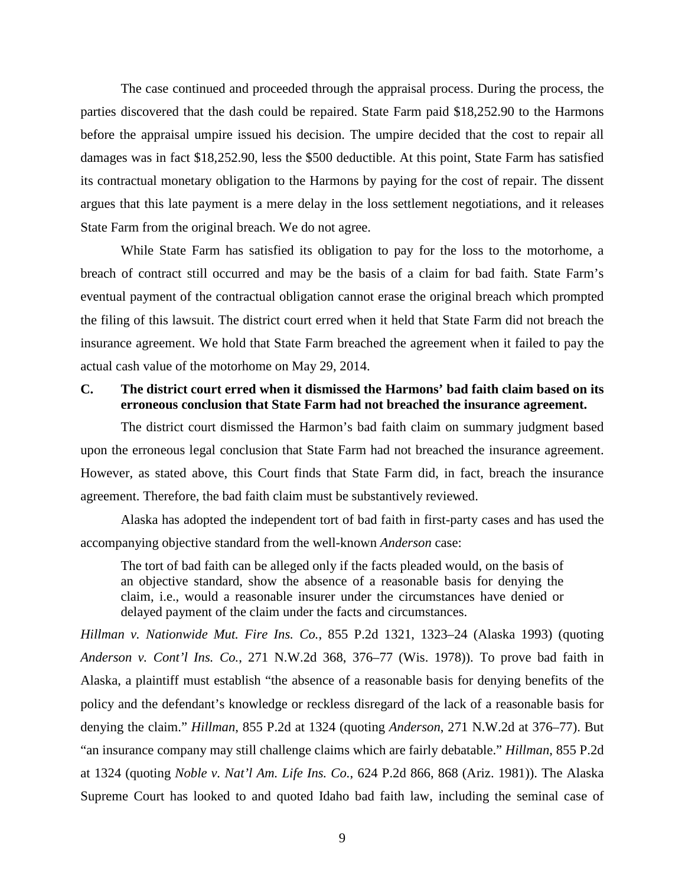The case continued and proceeded through the appraisal process. During the process, the parties discovered that the dash could be repaired. State Farm paid $18,252.90 to the Harmons before the appraisal umpire issued his decision. The umpire decided that the cost to repair all damages was in fact $18,252.90, less the $500 deductible. At this point, State Farm has satisfied its contractual monetary obligation to the Harmons by paying for the cost of repair. The dissent argues that this late payment is a mere delay in the loss settlement negotiations, and it releases State Farm from the original breach. We do not agree.

While State Farm has satisfied its obligation to pay for the loss to the motorhome, a breach of contract still occurred and may be the basis of a claim for bad faith. State Farm's eventual payment of the contractual obligation cannot erase the original breach which prompted the filing of this lawsuit. The district court erred when it held that State Farm did not breach the insurance agreement. We hold that State Farm breached the agreement when it failed to pay the actual cash value of the motorhome on May 29, 2014.

### C. The district court erred when it dismissed the Harmons' bad faith claim based on its erroneous conclusion that State Farm had not breached the insurance agreement.

The district court dismissed the Harmon's bad faith claim on summary judgment based upon the erroneous legal conclusion that State Farm had not breached the insurance agreement. However, as stated above, this Court finds that State Farm did, in fact, breach the insurance agreement. Therefore, the bad faith claim must be substantively reviewed.

Alaska has adopted the independent tort of bad faith in first-party cases and has used the accompanying objective standard from the well-known *Anderson* case:

> The tort of bad faith can be alleged only if the facts pleaded would, on the basis of an objective standard, show the absence of a reasonable basis for denying the claim, i.e., would a reasonable insurer under the circumstances have denied or delayed payment of the claim under the facts and circumstances.

*Hillman v. Nationwide Mut. Fire Ins. Co.*, 855 P.2d 1321, 1323–24 (Alaska 1993) (quoting *Anderson v. Cont'l Ins. Co.*, 271 N.W.2d 368, 376–77 (Wis. 1978)). To prove bad faith in Alaska, a plaintiff must establish "the absence of a reasonable basis for denying benefits of the policy and the defendant's knowledge or reckless disregard of the lack of a reasonable basis for denying the claim." *Hillman*, 855 P.2d at 1324 (quoting *Anderson*, 271 N.W.2d at 376–77). But "an insurance company may still challenge claims which are fairly debatable." *Hillman*, 855 P.2d at 1324 (quoting *Noble v. Nat'l Am. Life Ins. Co.*, 624 P.2d 866, 868 (Ariz. 1981)). The Alaska Supreme Court has looked to and quoted Idaho bad faith law, including the seminal case of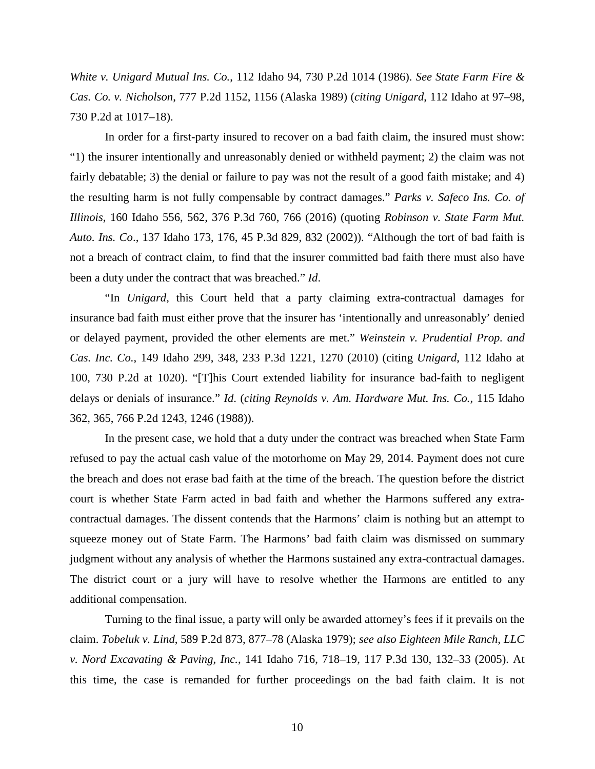*White v. Unigard Mutual Ins. Co.*, 112 Idaho 94, 730 P.2d 1014 (1986). *See State Farm Fire & Cas. Co. v. Nicholson*, 777 P.2d 1152, 1156 (Alaska 1989) (*citing Unigard*, 112 Idaho at 97–98, 730 P.2d at 1017–18).

In order for a first-party insured to recover on a bad faith claim, the insured must show: "1) the insurer intentionally and unreasonably denied or withheld payment; 2) the claim was not fairly debatable; 3) the denial or failure to pay was not the result of a good faith mistake; and 4) the resulting harm is not fully compensable by contract damages." *Parks v. Safeco Ins. Co. of Illinois*, 160 Idaho 556, 562, 376 P.3d 760, 766 (2016) (quoting *Robinson v. State Farm Mut. Auto. Ins. Co*., 137 Idaho 173, 176, 45 P.3d 829, 832 (2002)). "Although the tort of bad faith is not a breach of contract claim, to find that the insurer committed bad faith there must also have been a duty under the contract that was breached." *Id*.

"In *Unigard*, this Court held that a party claiming extra-contractual damages for insurance bad faith must either prove that the insurer has 'intentionally and unreasonably' denied or delayed payment, provided the other elements are met." *Weinstein v. Prudential Prop. and Cas. Inc. Co.*, 149 Idaho 299, 348, 233 P.3d 1221, 1270 (2010) (citing *Unigard*, 112 Idaho at 100, 730 P.2d at 1020). "[T]his Court extended liability for insurance bad-faith to negligent delays or denials of insurance." *Id*. (*citing Reynolds v. Am. Hardware Mut. Ins. Co.*, 115 Idaho 362, 365, 766 P.2d 1243, 1246 (1988)).

In the present case, we hold that a duty under the contract was breached when State Farm refused to pay the actual cash value of the motorhome on May 29, 2014. Payment does not cure the breach and does not erase bad faith at the time of the breach. The question before the district court is whether State Farm acted in bad faith and whether the Harmons suffered any extra-contractual damages. The dissent contends that the Harmons' claim is nothing but an attempt to squeeze money out of State Farm. The Harmons' bad faith claim was dismissed on summary judgment without any analysis of whether the Harmons sustained any extra-contractual damages. The district court or a jury will have to resolve whether the Harmons are entitled to any additional compensation.

Turning to the final issue, a party will only be awarded attorney's fees if it prevails on the claim. *Tobeluk v. Lind*, 589 P.2d 873, 877–78 (Alaska 1979); *see also Eighteen Mile Ranch, LLC v. Nord Excavating & Paving, Inc.*, 141 Idaho 716, 718–19, 117 P.3d 130, 132–33 (2005). At this time, the case is remanded for further proceedings on the bad faith claim. It is not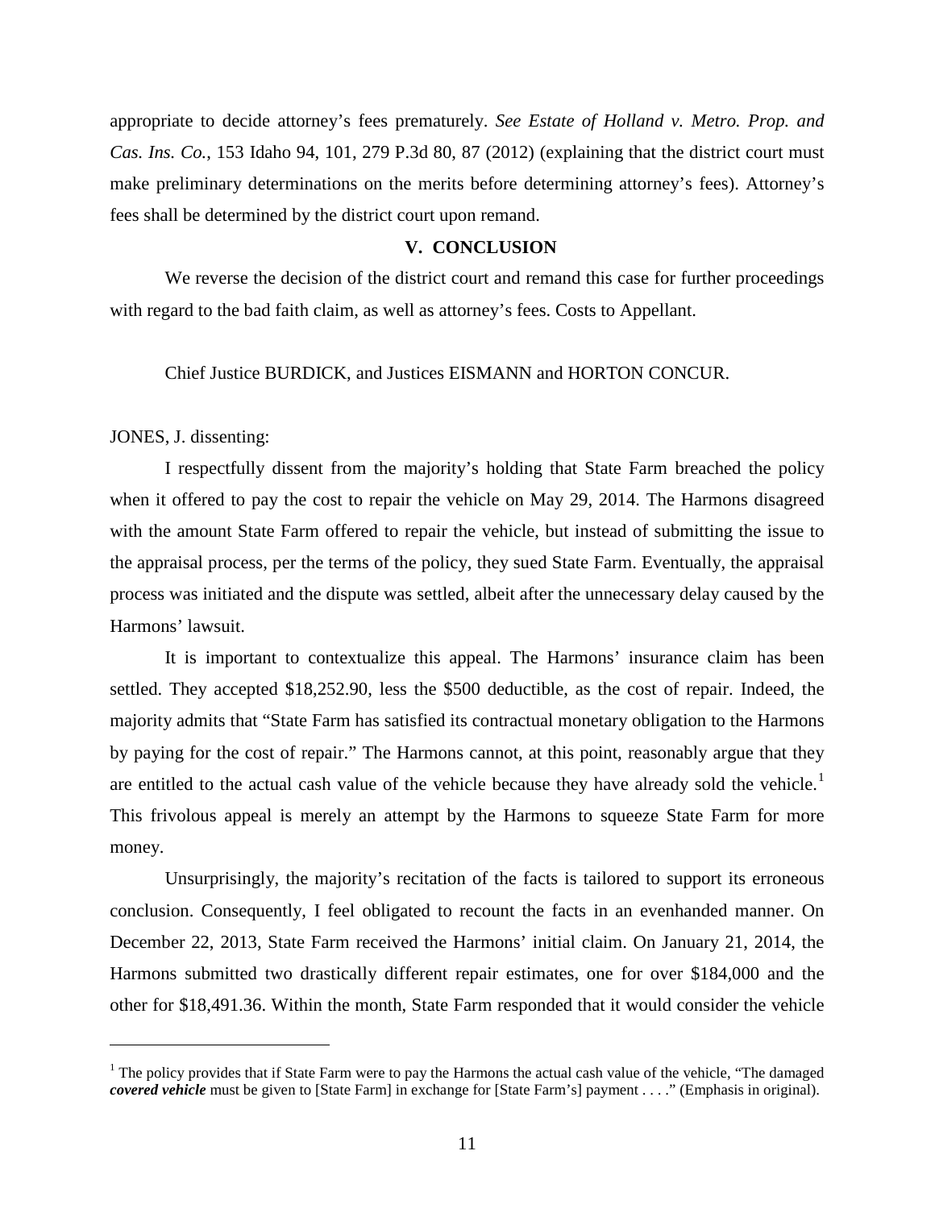appropriate to decide attorney's fees prematurely. *See Estate of Holland v. Metro. Prop. and Cas. Ins. Co.*, 153 Idaho 94, 101, 279 P.3d 80, 87 (2012) (explaining that the district court must make preliminary determinations on the merits before determining attorney's fees). Attorney's fees shall be determined by the district court upon remand.

## V. CONCLUSION

We reverse the decision of the district court and remand this case for further proceedings with regard to the bad faith claim, as well as attorney's fees. Costs to Appellant.

Chief Justice BURDICK, and Justices EISMANN and HORTON CONCUR.

JONES, J. dissenting:

I respectfully dissent from the majority's holding that State Farm breached the policy when it offered to pay the cost to repair the vehicle on May 29, 2014. The Harmons disagreed with the amount State Farm offered to repair the vehicle, but instead of submitting the issue to the appraisal process, per the terms of the policy, they sued State Farm. Eventually, the appraisal process was initiated and the dispute was settled, albeit after the unnecessary delay caused by the Harmons' lawsuit.

It is important to contextualize this appeal. The Harmons' insurance claim has been settled. They accepted $18,252.90, less the $500 deductible, as the cost of repair. Indeed, the majority admits that "State Farm has satisfied its contractual monetary obligation to the Harmons by paying for the cost of repair." The Harmons cannot, at this point, reasonably argue that they are entitled to the actual cash value of the vehicle because they have already sold the vehicle.[1] This frivolous appeal is merely an attempt by the Harmons to squeeze State Farm for more money.

Unsurprisingly, the majority's recitation of the facts is tailored to support its erroneous conclusion. Consequently, I feel obligated to recount the facts in an evenhanded manner. On December 22, 2013, State Farm received the Harmons' initial claim. On January 21, 2014, the Harmons submitted two drastically different repair estimates, one for over $184,000 and the other for $18,491.36. Within the month, State Farm responded that it would consider the vehicle

---

[1] The policy provides that if State Farm were to pay the Harmons the actual cash value of the vehicle, "The damaged ***covered vehicle*** must be given to [State Farm] in exchange for [State Farm's] payment . . . ." (Emphasis in original).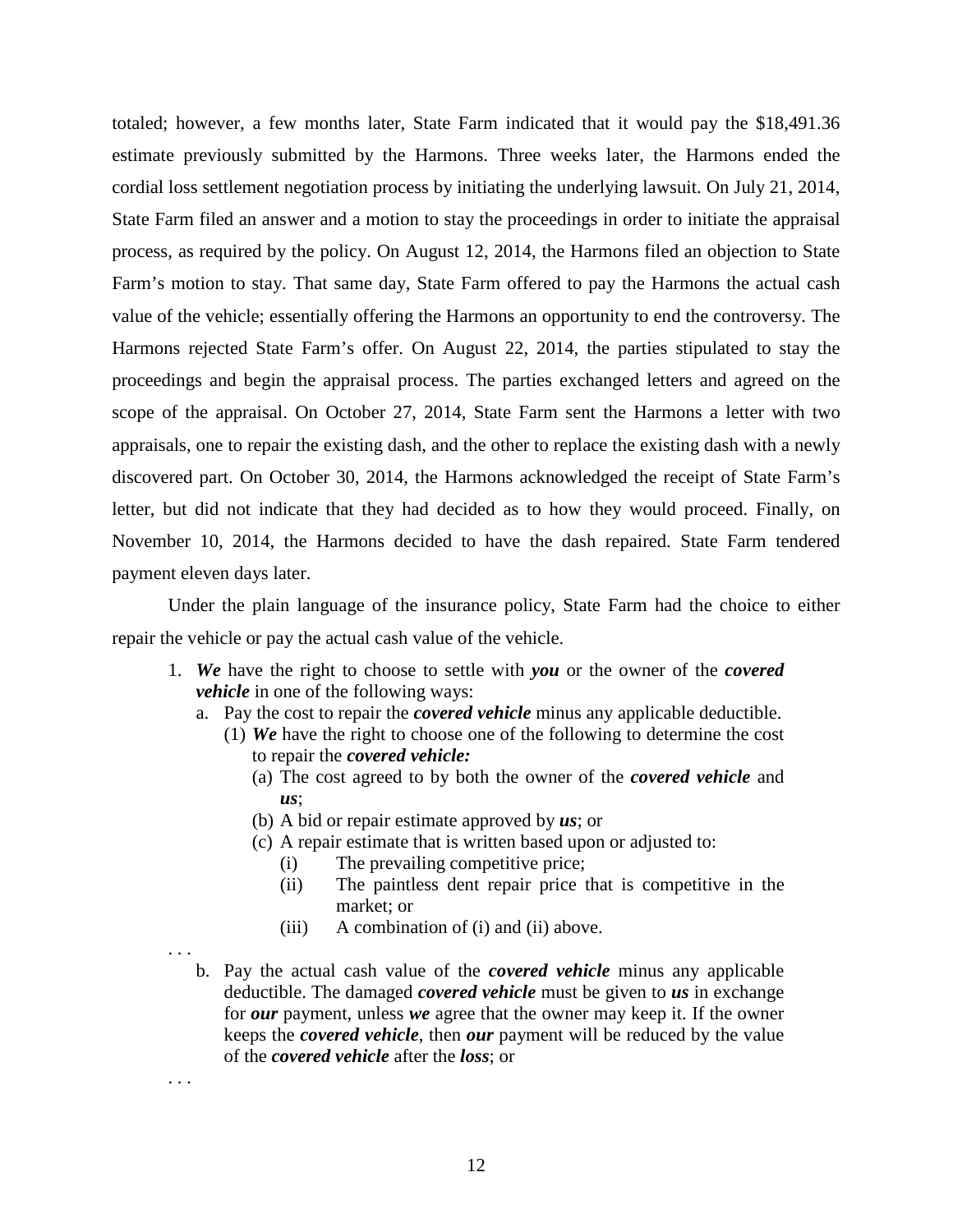totaled; however, a few months later, State Farm indicated that it would pay the $18,491.36 estimate previously submitted by the Harmons. Three weeks later, the Harmons ended the cordial loss settlement negotiation process by initiating the underlying lawsuit. On July 21, 2014, State Farm filed an answer and a motion to stay the proceedings in order to initiate the appraisal process, as required by the policy. On August 12, 2014, the Harmons filed an objection to State Farm's motion to stay. That same day, State Farm offered to pay the Harmons the actual cash value of the vehicle; essentially offering the Harmons an opportunity to end the controversy. The Harmons rejected State Farm's offer. On August 22, 2014, the parties stipulated to stay the proceedings and begin the appraisal process. The parties exchanged letters and agreed on the scope of the appraisal. On October 27, 2014, State Farm sent the Harmons a letter with two appraisals, one to repair the existing dash, and the other to replace the existing dash with a newly discovered part. On October 30, 2014, the Harmons acknowledged the receipt of State Farm's letter, but did not indicate that they had decided as to how they would proceed. Finally, on November 10, 2014, the Harmons decided to have the dash repaired. State Farm tendered payment eleven days later.

Under the plain language of the insurance policy, State Farm had the choice to either repair the vehicle or pay the actual cash value of the vehicle.

> 1. ***We*** have the right to choose to settle with ***you*** or the owner of the ***covered vehicle*** in one of the following ways:
>    a. Pay the cost to repair the ***covered vehicle*** minus any applicable deductible.
>       (1) ***We*** have the right to choose one of the following to determine the cost to repair the ***covered vehicle:***
>          (a) The cost agreed to by both the owner of the ***covered vehicle*** and ***us***;
>          (b) A bid or repair estimate approved by ***us***; or
>          (c) A repair estimate that is written based upon or adjusted to:
>             (i) The prevailing competitive price;
>             (ii) The paintless dent repair price that is competitive in the market; or
>             (iii) A combination of (i) and (ii) above.
>
> . . .
>
>    b. Pay the actual cash value of the ***covered vehicle*** minus any applicable deductible. The damaged ***covered vehicle*** must be given to ***us*** in exchange for ***our*** payment, unless ***we*** agree that the owner may keep it. If the owner keeps the ***covered vehicle***, then ***our*** payment will be reduced by the value of the ***covered vehicle*** after the ***loss***; or
>
> . . .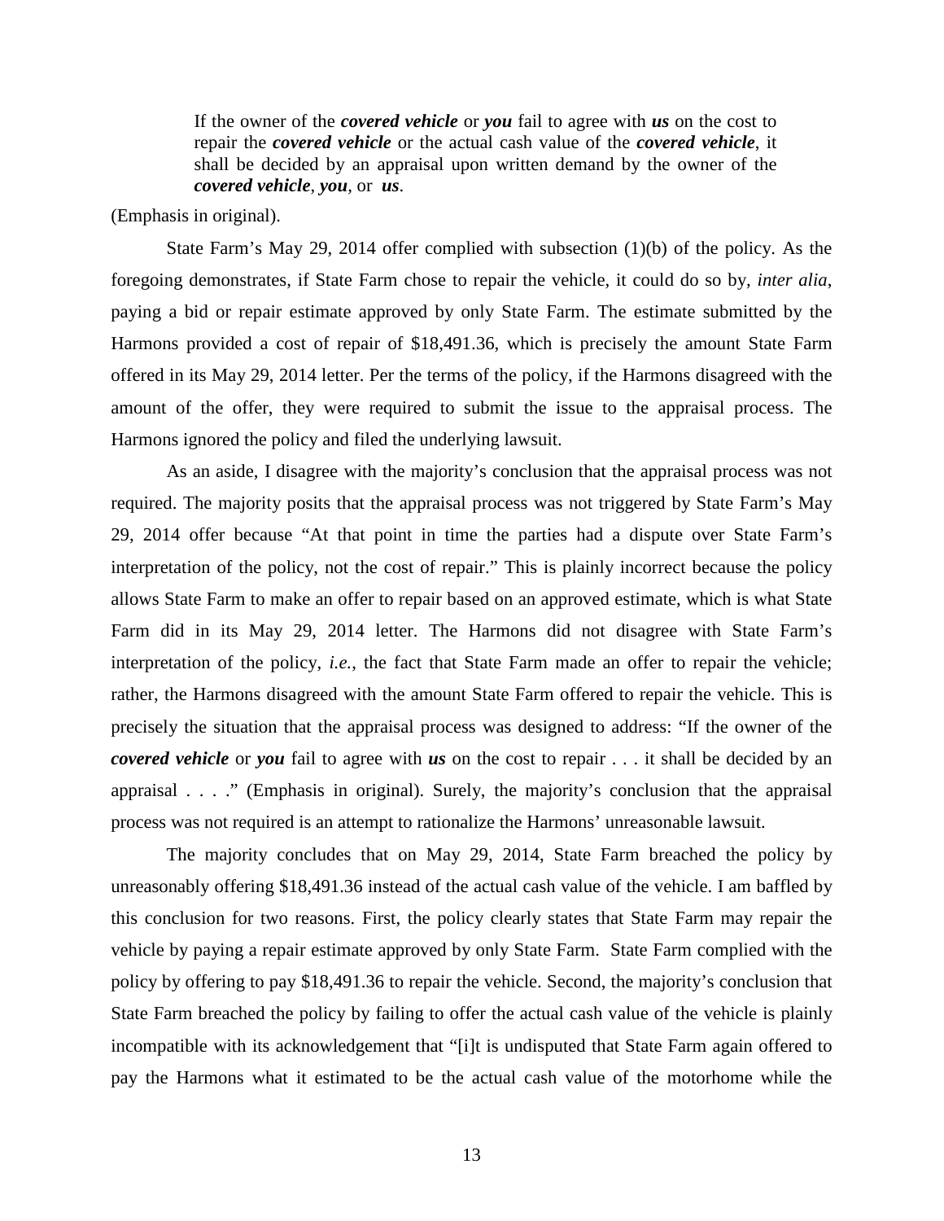> If the owner of the ***covered vehicle*** or ***you*** fail to agree with ***us*** on the cost to repair the ***covered vehicle*** or the actual cash value of the ***covered vehicle***, it shall be decided by an appraisal upon written demand by the owner of the ***covered vehicle***, ***you***, or ***us***.

(Emphasis in original).

State Farm's May 29, 2014 offer complied with subsection (1)(b) of the policy. As the foregoing demonstrates, if State Farm chose to repair the vehicle, it could do so by, *inter alia*, paying a bid or repair estimate approved by only State Farm. The estimate submitted by the Harmons provided a cost of repair of $18,491.36, which is precisely the amount State Farm offered in its May 29, 2014 letter. Per the terms of the policy, if the Harmons disagreed with the amount of the offer, they were required to submit the issue to the appraisal process. The Harmons ignored the policy and filed the underlying lawsuit.

As an aside, I disagree with the majority's conclusion that the appraisal process was not required. The majority posits that the appraisal process was not triggered by State Farm's May 29, 2014 offer because "At that point in time the parties had a dispute over State Farm's interpretation of the policy, not the cost of repair." This is plainly incorrect because the policy allows State Farm to make an offer to repair based on an approved estimate, which is what State Farm did in its May 29, 2014 letter. The Harmons did not disagree with State Farm's interpretation of the policy, *i.e.*, the fact that State Farm made an offer to repair the vehicle; rather, the Harmons disagreed with the amount State Farm offered to repair the vehicle. This is precisely the situation that the appraisal process was designed to address: "If the owner of the ***covered vehicle*** or ***you*** fail to agree with ***us*** on the cost to repair . . . it shall be decided by an appraisal . . . ." (Emphasis in original). Surely, the majority's conclusion that the appraisal process was not required is an attempt to rationalize the Harmons' unreasonable lawsuit.

The majority concludes that on May 29, 2014, State Farm breached the policy by unreasonably offering $18,491.36 instead of the actual cash value of the vehicle. I am baffled by this conclusion for two reasons. First, the policy clearly states that State Farm may repair the vehicle by paying a repair estimate approved by only State Farm. State Farm complied with the policy by offering to pay $18,491.36 to repair the vehicle. Second, the majority's conclusion that State Farm breached the policy by failing to offer the actual cash value of the vehicle is plainly incompatible with its acknowledgement that "[i]t is undisputed that State Farm again offered to pay the Harmons what it estimated to be the actual cash value of the motorhome while the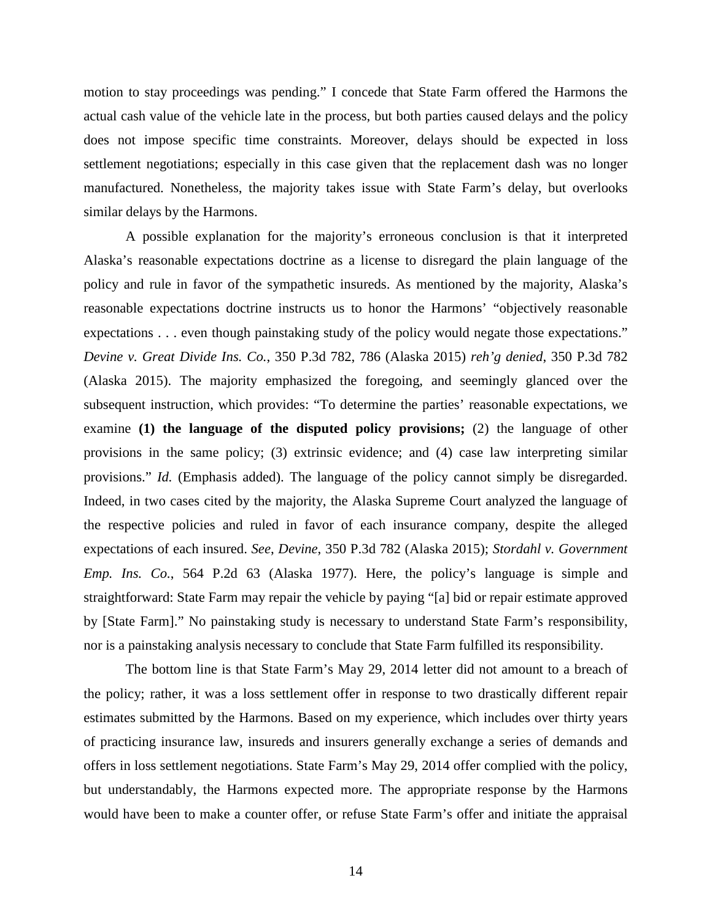motion to stay proceedings was pending." I concede that State Farm offered the Harmons the actual cash value of the vehicle late in the process, but both parties caused delays and the policy does not impose specific time constraints. Moreover, delays should be expected in loss settlement negotiations; especially in this case given that the replacement dash was no longer manufactured. Nonetheless, the majority takes issue with State Farm's delay, but overlooks similar delays by the Harmons.

A possible explanation for the majority's erroneous conclusion is that it interpreted Alaska's reasonable expectations doctrine as a license to disregard the plain language of the policy and rule in favor of the sympathetic insureds. As mentioned by the majority, Alaska's reasonable expectations doctrine instructs us to honor the Harmons' "objectively reasonable expectations . . . even though painstaking study of the policy would negate those expectations." *Devine v. Great Divide Ins. Co.*, 350 P.3d 782, 786 (Alaska 2015) *reh'g denied*, 350 P.3d 782 (Alaska 2015). The majority emphasized the foregoing, and seemingly glanced over the subsequent instruction, which provides: "To determine the parties' reasonable expectations, we examine **(1) the language of the disputed policy provisions;** (2) the language of other provisions in the same policy; (3) extrinsic evidence; and (4) case law interpreting similar provisions." *Id.* (Emphasis added). The language of the policy cannot simply be disregarded. Indeed, in two cases cited by the majority, the Alaska Supreme Court analyzed the language of the respective policies and ruled in favor of each insurance company, despite the alleged expectations of each insured. *See*, *Devine*, 350 P.3d 782 (Alaska 2015); *Stordahl v. Government Emp. Ins. Co.*, 564 P.2d 63 (Alaska 1977). Here, the policy's language is simple and straightforward: State Farm may repair the vehicle by paying "[a] bid or repair estimate approved by [State Farm]." No painstaking study is necessary to understand State Farm's responsibility, nor is a painstaking analysis necessary to conclude that State Farm fulfilled its responsibility.

The bottom line is that State Farm's May 29, 2014 letter did not amount to a breach of the policy; rather, it was a loss settlement offer in response to two drastically different repair estimates submitted by the Harmons. Based on my experience, which includes over thirty years of practicing insurance law, insureds and insurers generally exchange a series of demands and offers in loss settlement negotiations. State Farm's May 29, 2014 offer complied with the policy, but understandably, the Harmons expected more. The appropriate response by the Harmons would have been to make a counter offer, or refuse State Farm's offer and initiate the appraisal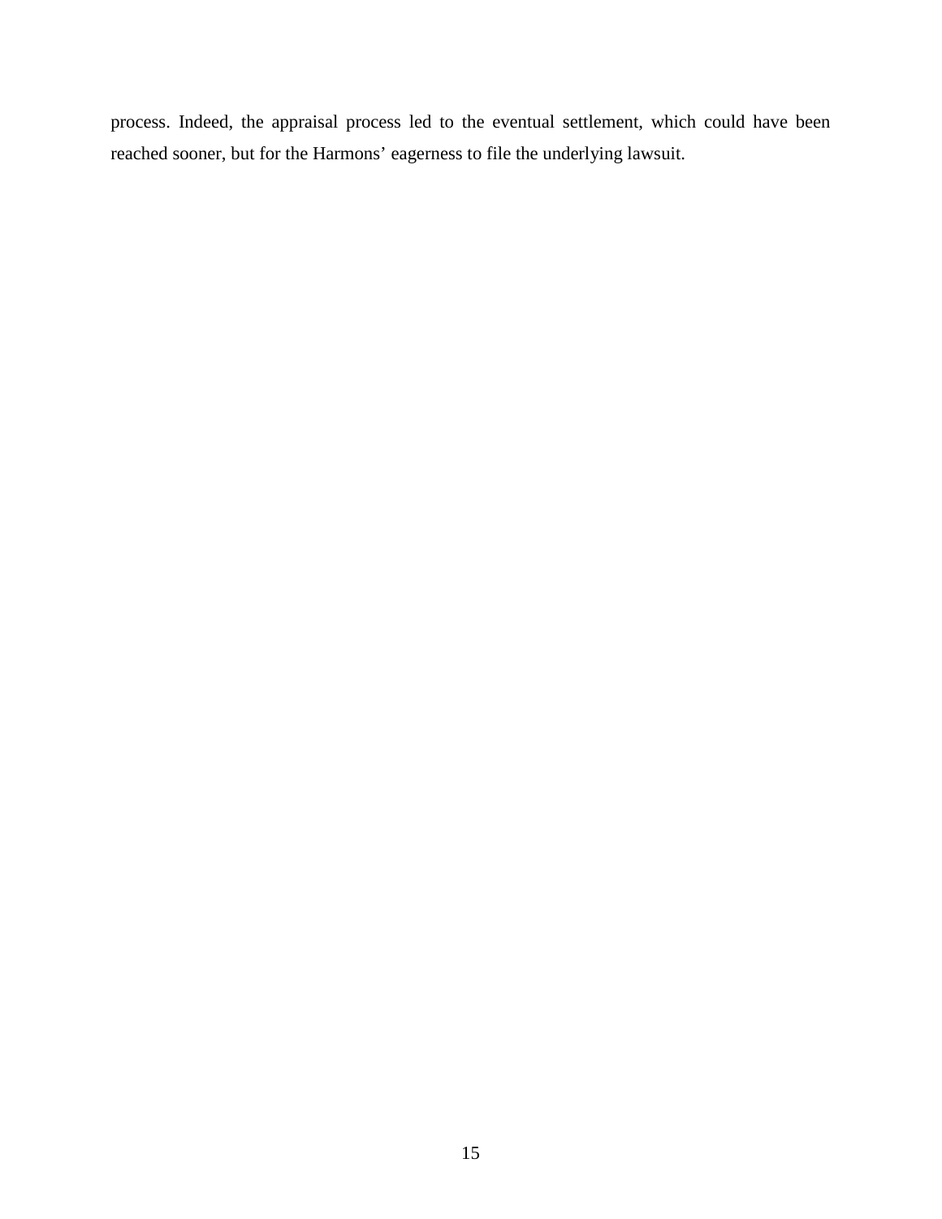process. Indeed, the appraisal process led to the eventual settlement, which could have been reached sooner, but for the Harmons' eagerness to file the underlying lawsuit.